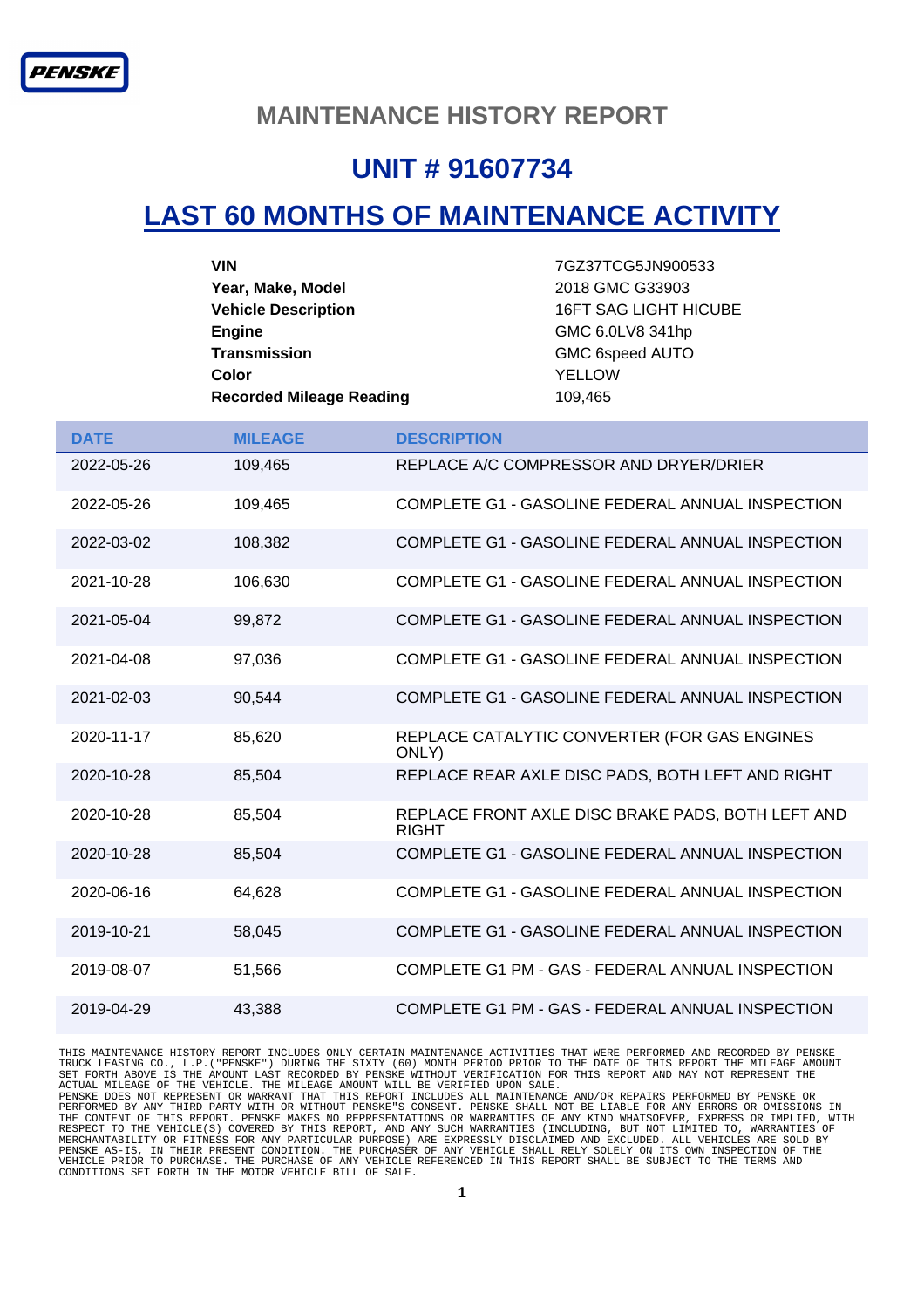PENSKE

# MAINTENANCE HISTORY REPORT

## UNIT # 91607734

## LAST 60 MONTHS OF MAINTENANCE ACTIVITY

| | |
|---|---|
| **VIN** | 7GZ37TCG5JN900533 |
| **Year, Make, Model** | 2018 GMC G33903 |
| **Vehicle Description** | 16FT SAG LIGHT HICUBE |
| **Engine** | GMC 6.0LV8 341hp |
| **Transmission** | GMC 6speed AUTO |
| **Color** | YELLOW |
| **Recorded Mileage Reading** | 109,465 |

| DATE | MILEAGE | DESCRIPTION |
|---|---|---|
| 2022-05-26 | 109,465 | REPLACE A/C COMPRESSOR AND DRYER/DRIER |
| 2022-05-26 | 109,465 | COMPLETE G1 - GASOLINE FEDERAL ANNUAL INSPECTION |
| 2022-03-02 | 108,382 | COMPLETE G1 - GASOLINE FEDERAL ANNUAL INSPECTION |
| 2021-10-28 | 106,630 | COMPLETE G1 - GASOLINE FEDERAL ANNUAL INSPECTION |
| 2021-05-04 | 99,872 | COMPLETE G1 - GASOLINE FEDERAL ANNUAL INSPECTION |
| 2021-04-08 | 97,036 | COMPLETE G1 - GASOLINE FEDERAL ANNUAL INSPECTION |
| 2021-02-03 | 90,544 | COMPLETE G1 - GASOLINE FEDERAL ANNUAL INSPECTION |
| 2020-11-17 | 85,620 | REPLACE CATALYTIC CONVERTER (FOR GAS ENGINES ONLY) |
| 2020-10-28 | 85,504 | REPLACE REAR AXLE DISC PADS, BOTH LEFT AND RIGHT |
| 2020-10-28 | 85,504 | REPLACE FRONT AXLE DISC BRAKE PADS, BOTH LEFT AND RIGHT |
| 2020-10-28 | 85,504 | COMPLETE G1 - GASOLINE FEDERAL ANNUAL INSPECTION |
| 2020-06-16 | 64,628 | COMPLETE G1 - GASOLINE FEDERAL ANNUAL INSPECTION |
| 2019-10-21 | 58,045 | COMPLETE G1 - GASOLINE FEDERAL ANNUAL INSPECTION |
| 2019-08-07 | 51,566 | COMPLETE G1 PM - GAS - FEDERAL ANNUAL INSPECTION |
| 2019-04-29 | 43,388 | COMPLETE G1 PM - GAS - FEDERAL ANNUAL INSPECTION |

THIS MAINTENANCE HISTORY REPORT INCLUDES ONLY CERTAIN MAINTENANCE ACTIVITIES THAT WERE PERFORMED AND RECORDED BY PENSKE TRUCK LEASING CO., L.P.("PENSKE") DURING THE SIXTY (60) MONTH PERIOD PRIOR TO THE DATE OF THIS REPORT THE MILEAGE AMOUNT SET FORTH ABOVE IS THE AMOUNT LAST RECORDED BY PENSKE WITHOUT VERIFICATION FOR THIS REPORT AND MAY NOT REPRESENT THE ACTUAL MILEAGE OF THE VEHICLE. THE MILEAGE AMOUNT WILL BE VERIFIED UPON SALE.
PENSKE DOES NOT REPRESENT OR WARRANT THAT THIS REPORT INCLUDES ALL MAINTENANCE AND/OR REPAIRS PERFORMED BY PENSKE OR PERFORMED BY ANY THIRD PARTY WITH OR WITHOUT PENSKE"S CONSENT. PENSKE SHALL NOT BE LIABLE FOR ANY ERRORS OR OMISSIONS IN THE CONTENT OF THIS REPORT. PENSKE MAKES NO REPRESENTATIONS OR WARRANTIES OF ANY KIND WHATSOEVER, EXPRESS OR IMPLIED, WITH RESPECT TO THE VEHICLE(S) COVERED BY THIS REPORT, AND ANY SUCH WARRANTIES (INCLUDING, BUT NOT LIMITED TO, WARRANTIES OF MERCHANTABILITY OR FITNESS FOR ANY PARTICULAR PURPOSE) ARE EXPRESSLY DISCLAIMED AND EXCLUDED. ALL VEHICLES ARE SOLD BY PENSKE AS-IS, IN THEIR PRESENT CONDITION. THE PURCHASER OF ANY VEHICLE SHALL RELY SOLELY ON ITS OWN INSPECTION OF THE VEHICLE PRIOR TO PURCHASE. THE PURCHASE OF ANY VEHICLE REFERENCED IN THIS REPORT SHALL BE SUBJECT TO THE TERMS AND CONDITIONS SET FORTH IN THE MOTOR VEHICLE BILL OF SALE.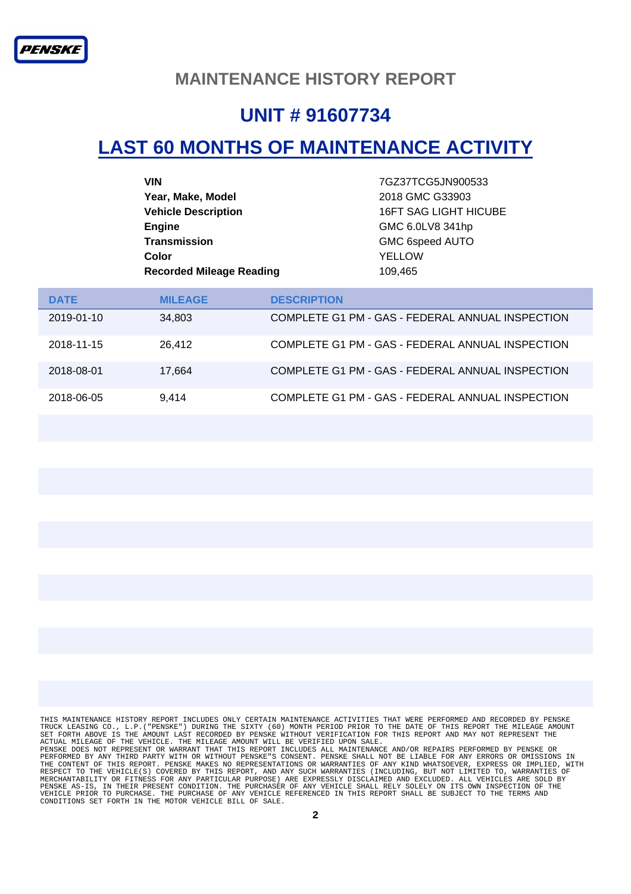PENSKE

## MAINTENANCE HISTORY REPORT

# UNIT # 91607734

## LAST 60 MONTHS OF MAINTENANCE ACTIVITY

| | |
|---|---|
| **VIN** | 7GZ37TCG5JN900533 |
| **Year, Make, Model** | 2018 GMC G33903 |
| **Vehicle Description** | 16FT SAG LIGHT HICUBE |
| **Engine** | GMC 6.0LV8 341hp |
| **Transmission** | GMC 6speed AUTO |
| **Color** | YELLOW |
| **Recorded Mileage Reading** | 109,465 |

| DATE | MILEAGE | DESCRIPTION |
|---|---|---|
| 2019-01-10 | 34,803 | COMPLETE G1 PM - GAS - FEDERAL ANNUAL INSPECTION |
| 2018-11-15 | 26,412 | COMPLETE G1 PM - GAS - FEDERAL ANNUAL INSPECTION |
| 2018-08-01 | 17,664 | COMPLETE G1 PM - GAS - FEDERAL ANNUAL INSPECTION |
| 2018-06-05 | 9,414 | COMPLETE G1 PM - GAS - FEDERAL ANNUAL INSPECTION |

THIS MAINTENANCE HISTORY REPORT INCLUDES ONLY CERTAIN MAINTENANCE ACTIVITIES THAT WERE PERFORMED AND RECORDED BY PENSKE TRUCK LEASING CO., L.P.("PENSKE") DURING THE SIXTY (60) MONTH PERIOD PRIOR TO THE DATE OF THIS REPORT THE MILEAGE AMOUNT SET FORTH ABOVE IS THE AMOUNT LAST RECORDED BY PENSKE WITHOUT VERIFICATION FOR THIS REPORT AND MAY NOT REPRESENT THE ACTUAL MILEAGE OF THE VEHICLE. THE MILEAGE AMOUNT WILL BE VERIFIED UPON SALE.
PENSKE DOES NOT REPRESENT OR WARRANT THAT THIS REPORT INCLUDES ALL MAINTENANCE AND/OR REPAIRS PERFORMED BY PENSKE OR PERFORMED BY ANY THIRD PARTY WITH OR WITHOUT PENSKE"S CONSENT. PENSKE SHALL NOT BE LIABLE FOR ANY ERRORS OR OMISSIONS IN THE CONTENT OF THIS REPORT. PENSKE MAKES NO REPRESENTATIONS OR WARRANTIES OF ANY KIND WHATSOEVER, EXPRESS OR IMPLIED, WITH RESPECT TO THE VEHICLE(S) COVERED BY THIS REPORT, AND ANY SUCH WARRANTIES (INCLUDING, BUT NOT LIMITED TO, WARRANTIES OF MERCHANTABILITY OR FITNESS FOR ANY PARTICULAR PURPOSE) ARE EXPRESSLY DISCLAIMED AND EXCLUDED. ALL VEHICLES ARE SOLD BY PENSKE AS-IS, IN THEIR PRESENT CONDITION. THE PURCHASER OF ANY VEHICLE SHALL RELY SOLELY ON ITS OWN INSPECTION OF THE VEHICLE PRIOR TO PURCHASE. THE PURCHASE OF ANY VEHICLE REFERENCED IN THIS REPORT SHALL BE SUBJECT TO THE TERMS AND CONDITIONS SET FORTH IN THE MOTOR VEHICLE BILL OF SALE.